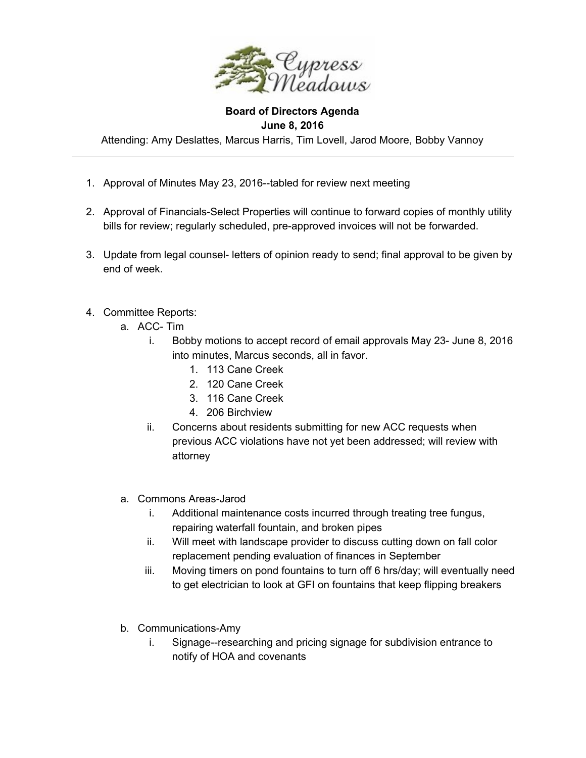Cypress Meadows

**Board of Directors Agenda**
**June 8, 2016**

Attending: Amy Deslattes, Marcus Harris, Tim Lovell, Jarod Moore, Bobby Vannoy

---

1. Approval of Minutes May 23, 2016--tabled for review next meeting

2. Approval of Financials-Select Properties will continue to forward copies of monthly utility bills for review; regularly scheduled, pre-approved invoices will not be forwarded.

3. Update from legal counsel- letters of opinion ready to send; final approval to be given by end of week.

4. Committee Reports:
   a. ACC- Tim
      i. Bobby motions to accept record of email approvals May 23- June 8, 2016 into minutes, Marcus seconds, all in favor.
         1. 113 Cane Creek
         2. 120 Cane Creek
         3. 116 Cane Creek
         4. 206 Birchview
      ii. Concerns about residents submitting for new ACC requests when previous ACC violations have not yet been addressed; will review with attorney

   a. Commons Areas-Jarod
      i. Additional maintenance costs incurred through treating tree fungus, repairing waterfall fountain, and broken pipes
      ii. Will meet with landscape provider to discuss cutting down on fall color replacement pending evaluation of finances in September
      iii. Moving timers on pond fountains to turn off 6 hrs/day; will eventually need to get electrician to look at GFI on fountains that keep flipping breakers

   b. Communications-Amy
      i. Signage--researching and pricing signage for subdivision entrance to notify of HOA and covenants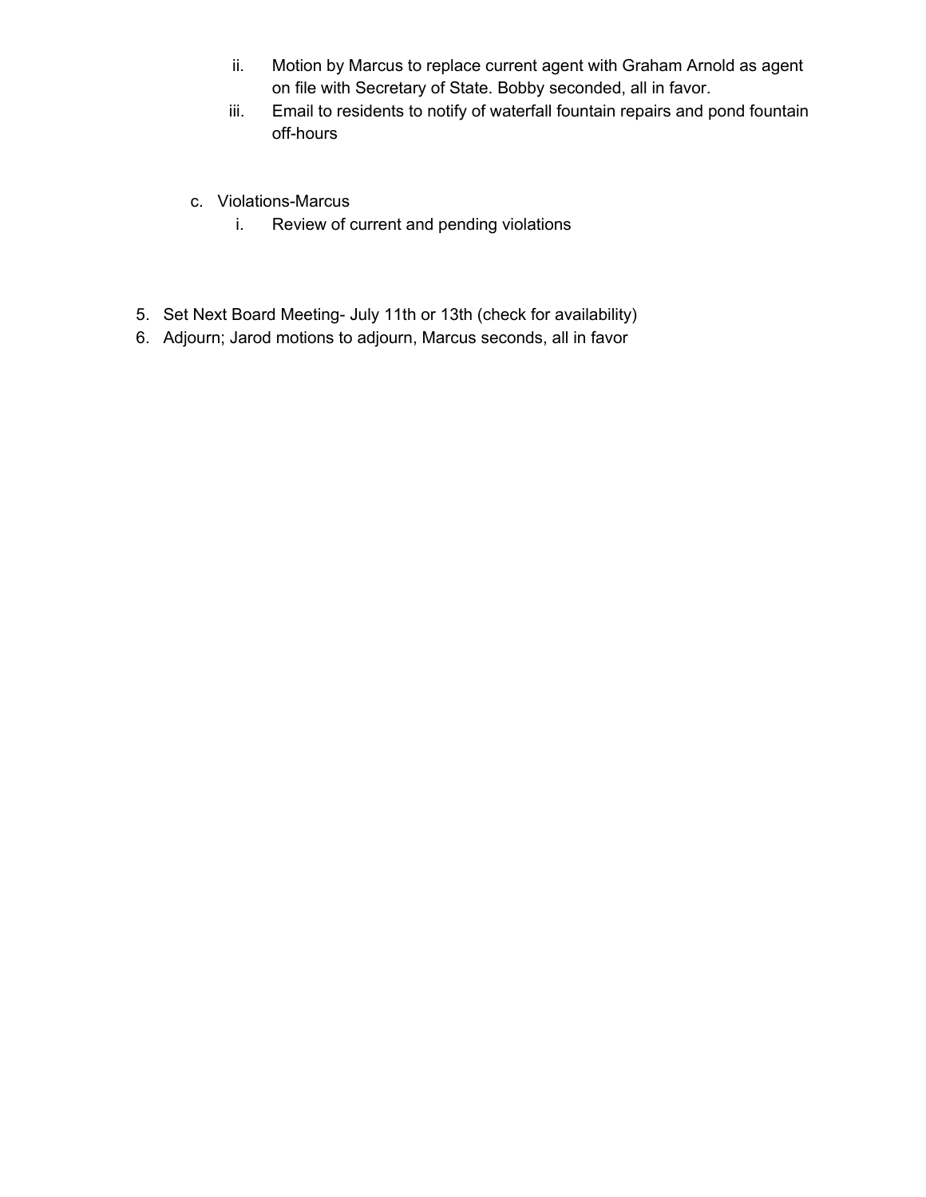ii. Motion by Marcus to replace current agent with Graham Arnold as agent on file with Secretary of State. Bobby seconded, all in favor.
   iii. Email to residents to notify of waterfall fountain repairs and pond fountain off-hours

c. Violations-Marcus
   i. Review of current and pending violations

5. Set Next Board Meeting- July 11th or 13th (check for availability)
6. Adjourn; Jarod motions to adjourn, Marcus seconds, all in favor